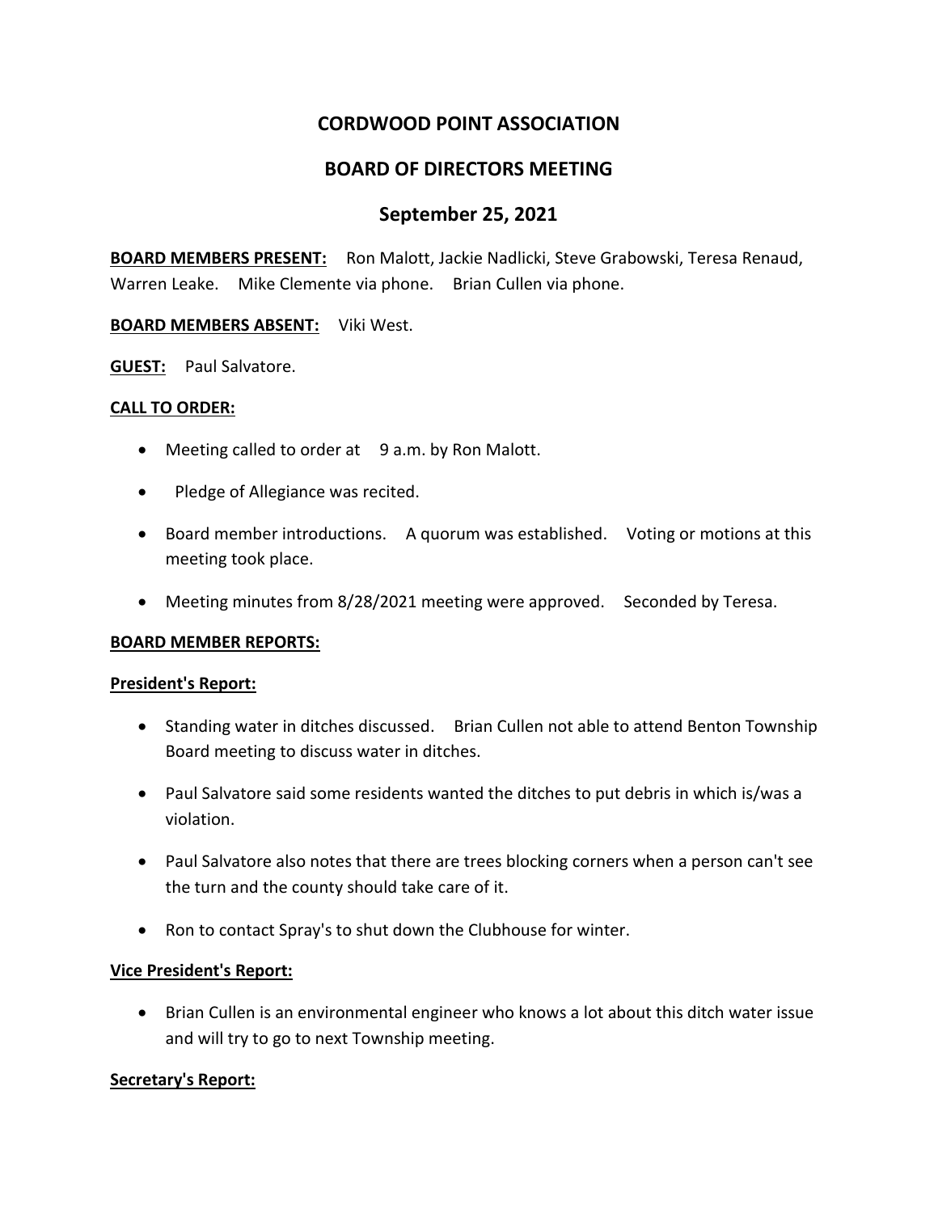# CORDWOOD POINT ASSOCIATION

## BOARD OF DIRECTORS MEETING

## September 25, 2021

**BOARD MEMBERS PRESENT:** Ron Malott, Jackie Nadlicki, Steve Grabowski, Teresa Renaud, Warren Leake. Mike Clemente via phone. Brian Cullen via phone.

**BOARD MEMBERS ABSENT:** Viki West.

**GUEST:** Paul Salvatore.

**CALL TO ORDER:**

- Meeting called to order at 9 a.m. by Ron Malott.
- Pledge of Allegiance was recited.
- Board member introductions. A quorum was established. Voting or motions at this meeting took place.
- Meeting minutes from 8/28/2021 meeting were approved. Seconded by Teresa.

**BOARD MEMBER REPORTS:**

**President's Report:**

- Standing water in ditches discussed. Brian Cullen not able to attend Benton Township Board meeting to discuss water in ditches.
- Paul Salvatore said some residents wanted the ditches to put debris in which is/was a violation.
- Paul Salvatore also notes that there are trees blocking corners when a person can't see the turn and the county should take care of it.
- Ron to contact Spray's to shut down the Clubhouse for winter.

**Vice President's Report:**

- Brian Cullen is an environmental engineer who knows a lot about this ditch water issue and will try to go to next Township meeting.

**Secretary's Report:**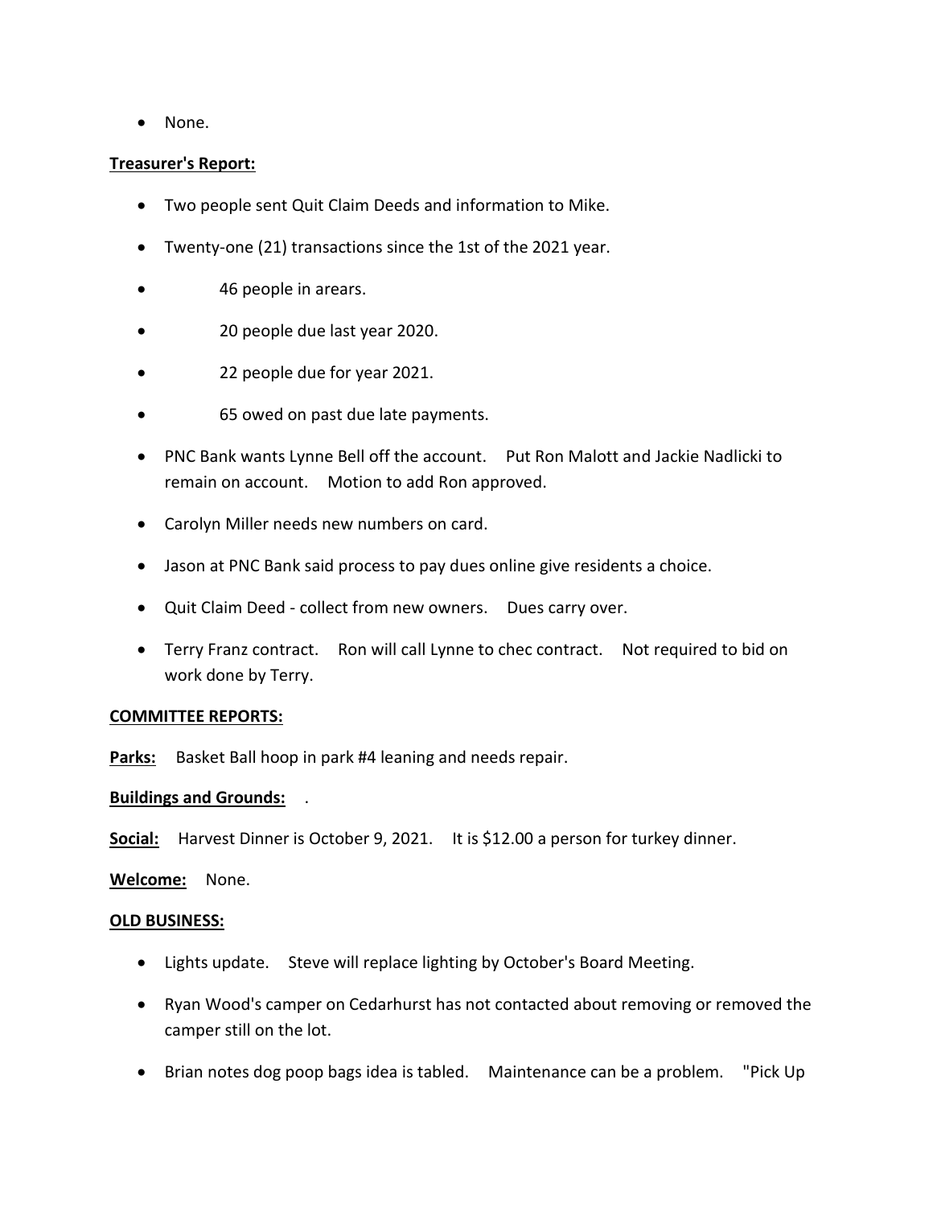- None.

**Treasurer's Report:**

- Two people sent Quit Claim Deeds and information to Mike.
- Twenty-one (21) transactions since the 1st of the 2021 year.
- 46 people in arears.
- 20 people due last year 2020.
- 22 people due for year 2021.
- 65 owed on past due late payments.
- PNC Bank wants Lynne Bell off the account. Put Ron Malott and Jackie Nadlicki to remain on account. Motion to add Ron approved.
- Carolyn Miller needs new numbers on card.
- Jason at PNC Bank said process to pay dues online give residents a choice.
- Quit Claim Deed - collect from new owners. Dues carry over.
- Terry Franz contract. Ron will call Lynne to chec contract. Not required to bid on work done by Terry.

**COMMITTEE REPORTS:**

**Parks:** Basket Ball hoop in park #4 leaning and needs repair.

**Buildings and Grounds:** .

**Social:** Harvest Dinner is October 9, 2021. It is $12.00 a person for turkey dinner.

**Welcome:** None.

**OLD BUSINESS:**

- Lights update. Steve will replace lighting by October's Board Meeting.
- Ryan Wood's camper on Cedarhurst has not contacted about removing or removed the camper still on the lot.
- Brian notes dog poop bags idea is tabled. Maintenance can be a problem. "Pick Up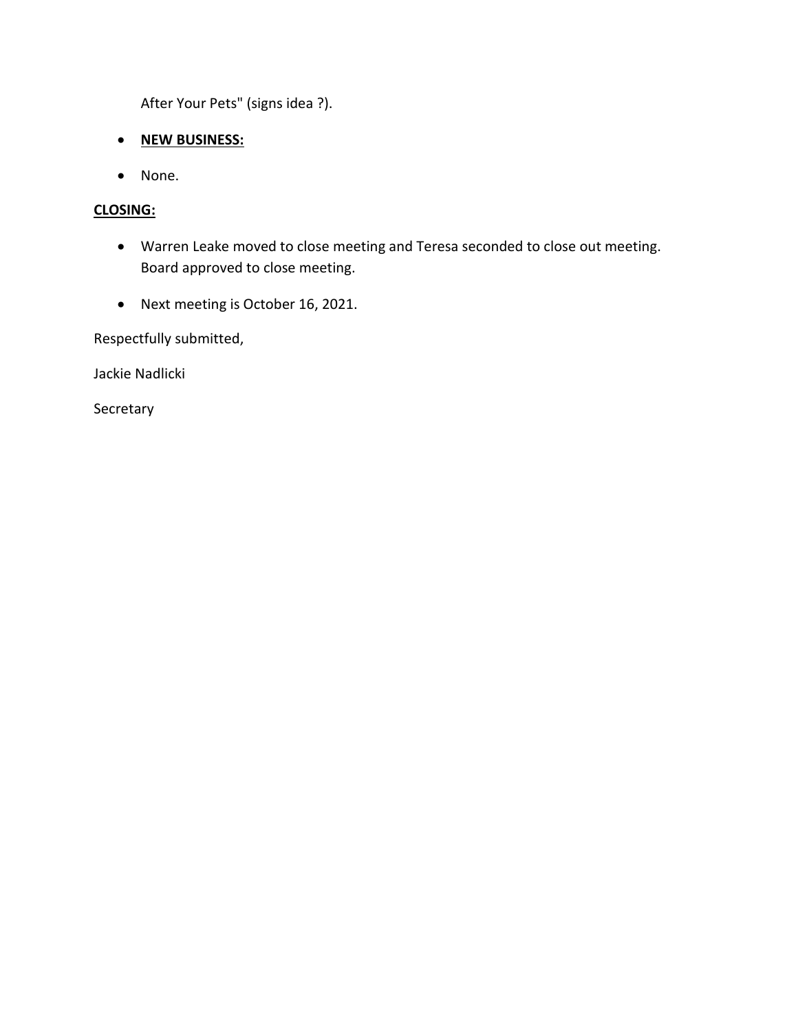After Your Pets" (signs idea ?).

- **NEW BUSINESS:**
- None.

**CLOSING:**

- Warren Leake moved to close meeting and Teresa seconded to close out meeting. Board approved to close meeting.
- Next meeting is October 16, 2021.

Respectfully submitted,

Jackie Nadlicki

Secretary